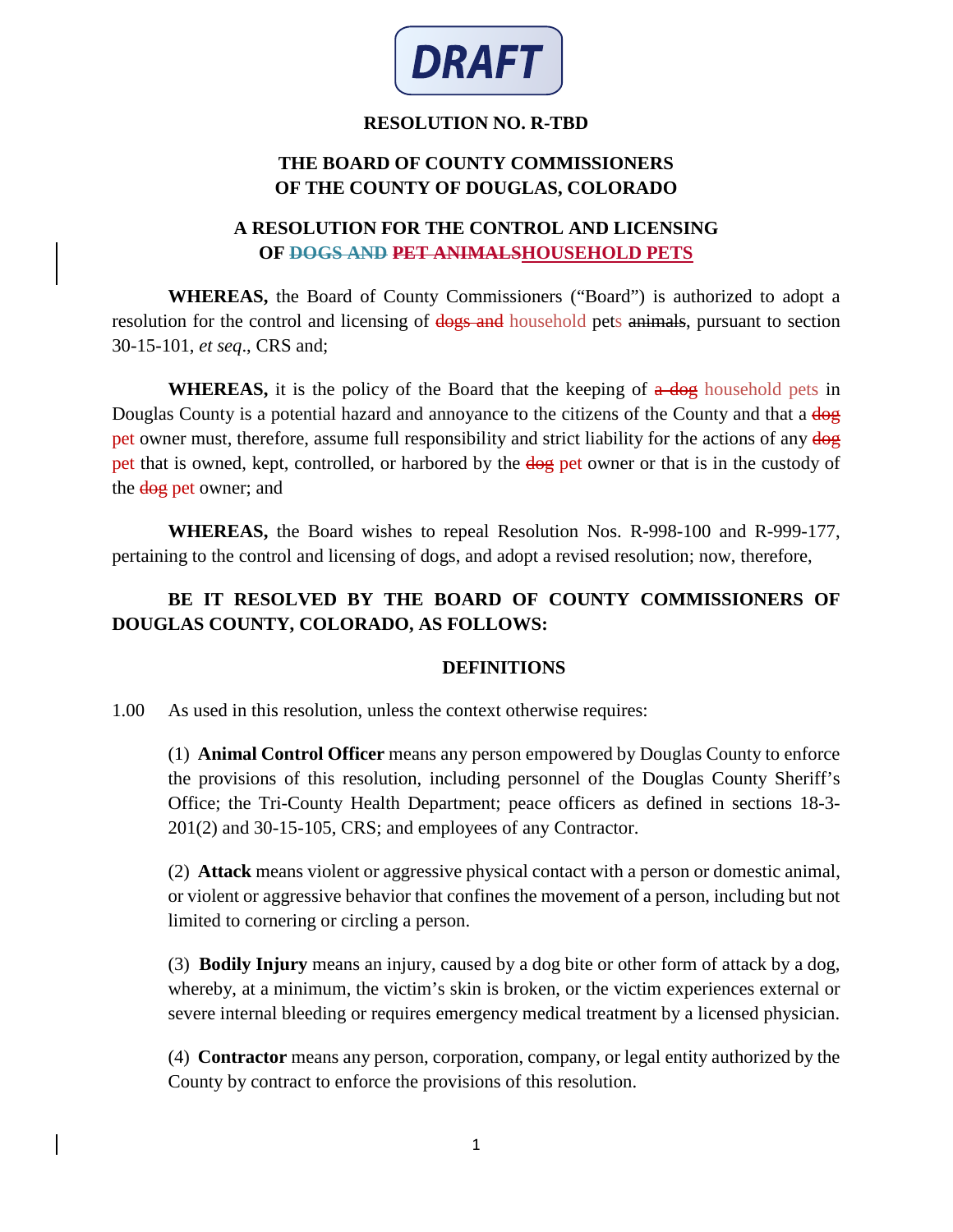**DRAFT**

**RESOLUTION NO. R-TBD**

**THE BOARD OF COUNTY COMMISSIONERS**
**OF THE COUNTY OF DOUGLAS, COLORADO**

**A RESOLUTION FOR THE CONTROL AND LICENSING**
**OF ~~DOGS AND~~ ~~PET ANIMALS~~HOUSEHOLD PETS**

**WHEREAS,** the Board of County Commissioners ("Board") is authorized to adopt a resolution for the control and licensing of ~~dogs and~~ household pets ~~animals~~, pursuant to section 30-15-101, *et seq*., CRS and;

**WHEREAS,** it is the policy of the Board that the keeping of ~~a dog~~ household pets in Douglas County is a potential hazard and annoyance to the citizens of the County and that a ~~dog~~ pet owner must, therefore, assume full responsibility and strict liability for the actions of any ~~dog~~ pet that is owned, kept, controlled, or harbored by the ~~dog~~ pet owner or that is in the custody of the ~~dog~~ pet owner; and

**WHEREAS,** the Board wishes to repeal Resolution Nos. R-998-100 and R-999-177, pertaining to the control and licensing of dogs, and adopt a revised resolution; now, therefore,

**BE IT RESOLVED BY THE BOARD OF COUNTY COMMISSIONERS OF DOUGLAS COUNTY, COLORADO, AS FOLLOWS:**

## DEFINITIONS

1.00 As used in this resolution, unless the context otherwise requires:

(1) **Animal Control Officer** means any person empowered by Douglas County to enforce the provisions of this resolution, including personnel of the Douglas County Sheriff's Office; the Tri-County Health Department; peace officers as defined in sections 18-3-201(2) and 30-15-105, CRS; and employees of any Contractor.

(2) **Attack** means violent or aggressive physical contact with a person or domestic animal, or violent or aggressive behavior that confines the movement of a person, including but not limited to cornering or circling a person.

(3) **Bodily Injury** means an injury, caused by a dog bite or other form of attack by a dog, whereby, at a minimum, the victim's skin is broken, or the victim experiences external or severe internal bleeding or requires emergency medical treatment by a licensed physician.

(4) **Contractor** means any person, corporation, company, or legal entity authorized by the County by contract to enforce the provisions of this resolution.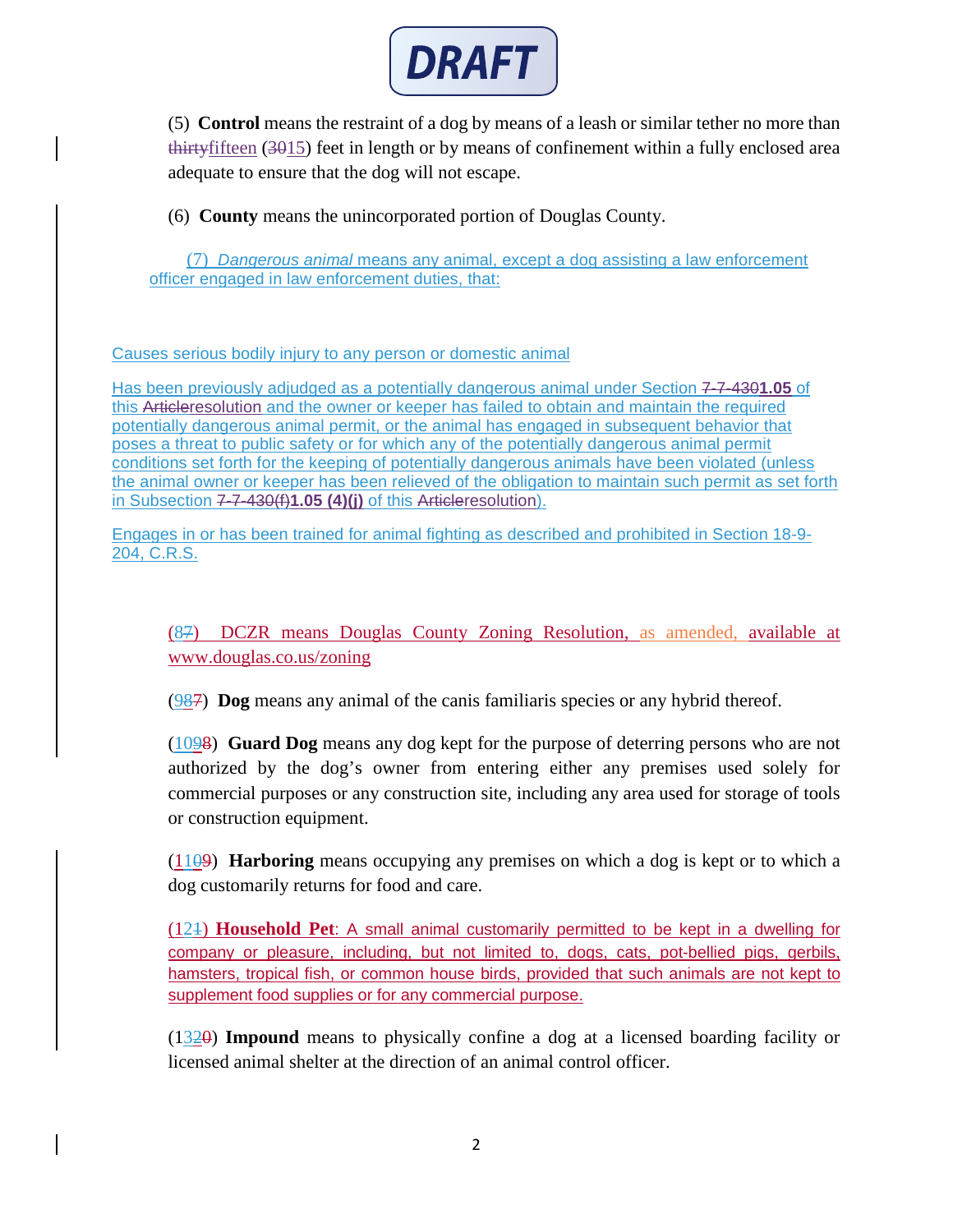DRAFT

(5) **Control** means the restraint of a dog by means of a leash or similar tether no more than ~~thirty~~fifteen (~~30~~15) feet in length or by means of confinement within a fully enclosed area adequate to ensure that the dog will not escape.

(6) **County** means the unincorporated portion of Douglas County.

(7) *Dangerous animal* means any animal, except a dog assisting a law enforcement officer engaged in law enforcement duties, that:

Causes serious bodily injury to any person or domestic animal

Has been previously adjudged as a potentially dangerous animal under Section ~~7-7-430~~**1.05** of this ~~Article~~resolution and the owner or keeper has failed to obtain and maintain the required potentially dangerous animal permit, or the animal has engaged in subsequent behavior that poses a threat to public safety or for which any of the potentially dangerous animal permit conditions set forth for the keeping of potentially dangerous animals have been violated (unless the animal owner or keeper has been relieved of the obligation to maintain such permit as set forth in Subsection ~~7-7-430(f)~~**1.05 (4)(j)** of this ~~Article~~resolution).

Engages in or has been trained for animal fighting as described and prohibited in Section 18-9-204, C.R.S.

(8~~7~~) DCZR means Douglas County Zoning Resolution, as amended, available at www.douglas.co.us/zoning

(9~~87~~) **Dog** means any animal of the canis familiaris species or any hybrid thereof.

(10~~98~~) **Guard Dog** means any dog kept for the purpose of deterring persons who are not authorized by the dog's owner from entering either any premises used solely for commercial purposes or any construction site, including any area used for storage of tools or construction equipment.

(11~~09~~) **Harboring** means occupying any premises on which a dog is kept or to which a dog customarily returns for food and care.

(12~~1~~) **Household Pet**: A small animal customarily permitted to be kept in a dwelling for company or pleasure, including, but not limited to, dogs, cats, pot-bellied pigs, gerbils, hamsters, tropical fish, or common house birds, provided that such animals are not kept to supplement food supplies or for any commercial purpose.

(13~~20~~) **Impound** means to physically confine a dog at a licensed boarding facility or licensed animal shelter at the direction of an animal control officer.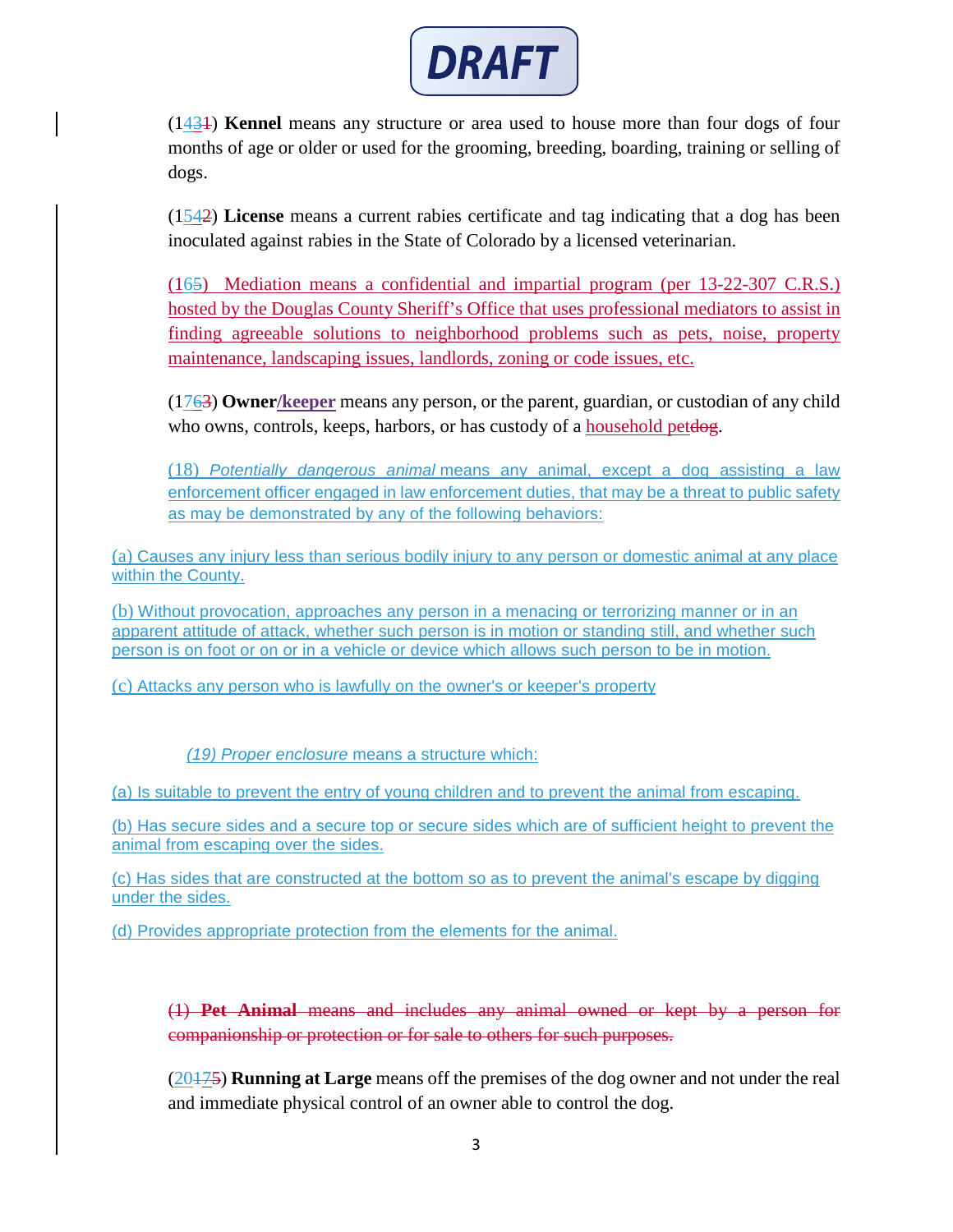DRAFT

(1431) **Kennel** means any structure or area used to house more than four dogs of four months of age or older or used for the grooming, breeding, boarding, training or selling of dogs.

(1542) **License** means a current rabies certificate and tag indicating that a dog has been inoculated against rabies in the State of Colorado by a licensed veterinarian.

(165) Mediation means a confidential and impartial program (per 13-22-307 C.R.S.) hosted by the Douglas County Sheriff's Office that uses professional mediators to assist in finding agreeable solutions to neighborhood problems such as pets, noise, property maintenance, landscaping issues, landlords, zoning or code issues, etc.

(1763) **Owner/keeper** means any person, or the parent, guardian, or custodian of any child who owns, controls, keeps, harbors, or has custody of a household petdog.

(18) *Potentially dangerous animal* means any animal, except a dog assisting a law enforcement officer engaged in law enforcement duties, that may be a threat to public safety as may be demonstrated by any of the following behaviors:

(a) Causes any injury less than serious bodily injury to any person or domestic animal at any place within the County.

(b) Without provocation, approaches any person in a menacing or terrorizing manner or in an apparent attitude of attack, whether such person is in motion or standing still, and whether such person is on foot or on or in a vehicle or device which allows such person to be in motion.

(c) Attacks any person who is lawfully on the owner's or keeper's property

*(19) Proper enclosure* means a structure which:

(a) Is suitable to prevent the entry of young children and to prevent the animal from escaping.

(b) Has secure sides and a secure top or secure sides which are of sufficient height to prevent the animal from escaping over the sides.

(c) Has sides that are constructed at the bottom so as to prevent the animal's escape by digging under the sides.

(d) Provides appropriate protection from the elements for the animal.

~~(1) **Pet Animal** means and includes any animal owned or kept by a person for companionship or protection or for sale to others for such purposes.~~

(20175) **Running at Large** means off the premises of the dog owner and not under the real and immediate physical control of an owner able to control the dog.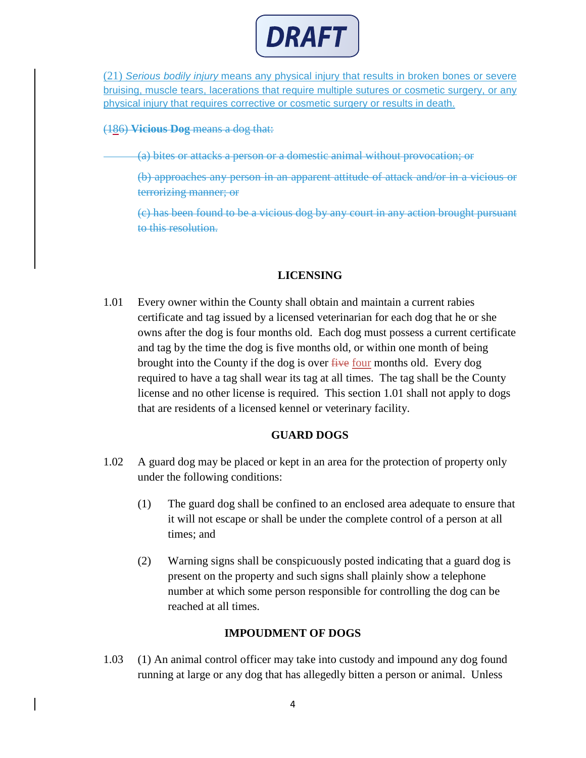DRAFT

(21) *Serious bodily injury* means any physical injury that results in broken bones or severe bruising, muscle tears, lacerations that require multiple sutures or cosmetic surgery, or any physical injury that requires corrective or cosmetic surgery or results in death.

~~(186) **Vicious Dog** means a dog that:~~

~~(a) bites or attacks a person or a domestic animal without provocation; or~~

~~(b) approaches any person in an apparent attitude of attack and/or in a vicious or terrorizing manner; or~~

~~(c) has been found to be a vicious dog by any court in any action brought pursuant to this resolution.~~

## LICENSING

1.01 Every owner within the County shall obtain and maintain a current rabies certificate and tag issued by a licensed veterinarian for each dog that he or she owns after the dog is four months old. Each dog must possess a current certificate and tag by the time the dog is five months old, or within one month of being brought into the County if the dog is over ~~five~~ four months old. Every dog required to have a tag shall wear its tag at all times. The tag shall be the County license and no other license is required. This section 1.01 shall not apply to dogs that are residents of a licensed kennel or veterinary facility.

## GUARD DOGS

1.02 A guard dog may be placed or kept in an area for the protection of property only under the following conditions:

(1) The guard dog shall be confined to an enclosed area adequate to ensure that it will not escape or shall be under the complete control of a person at all times; and

(2) Warning signs shall be conspicuously posted indicating that a guard dog is present on the property and such signs shall plainly show a telephone number at which some person responsible for controlling the dog can be reached at all times.

## IMPOUDMENT OF DOGS

1.03 (1) An animal control officer may take into custody and impound any dog found running at large or any dog that has allegedly bitten a person or animal. Unless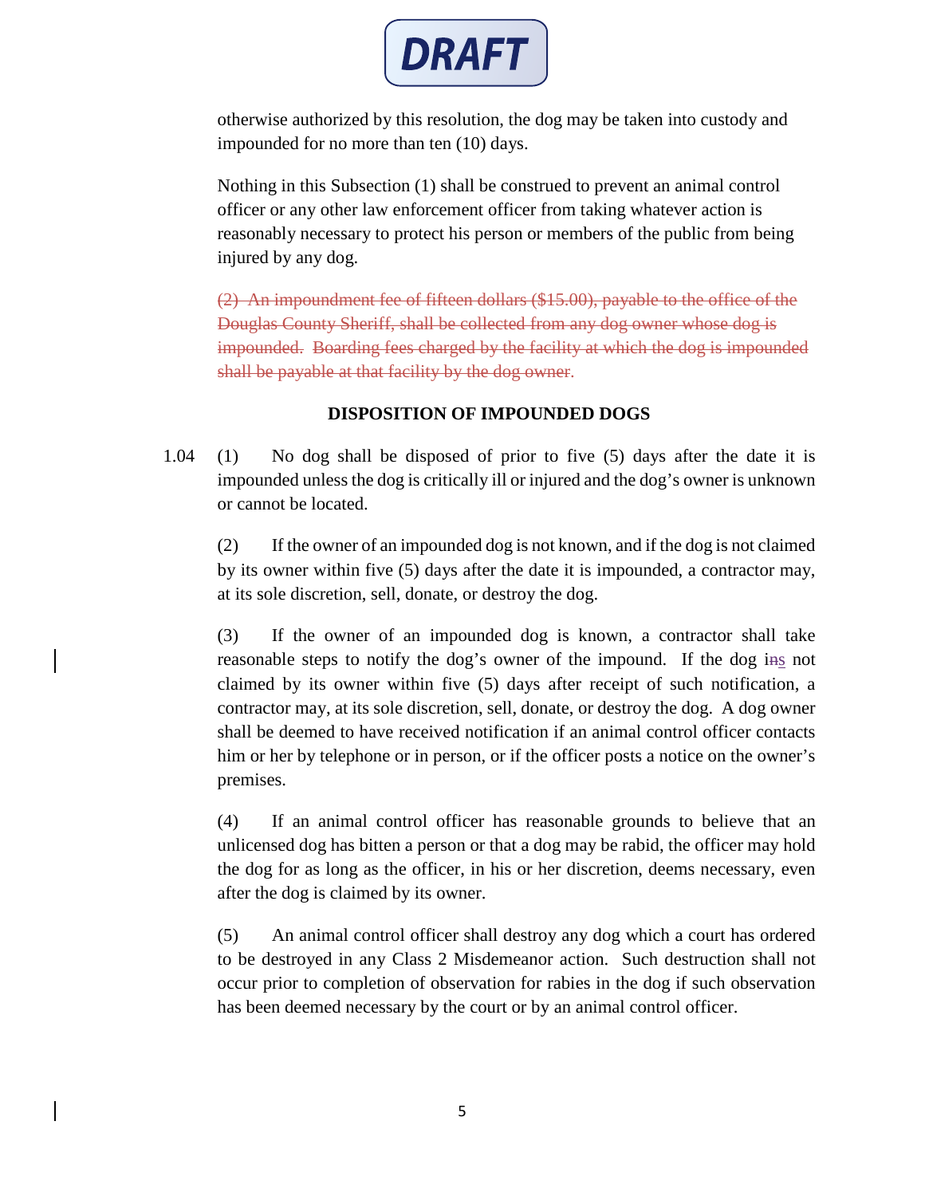otherwise authorized by this resolution, the dog may be taken into custody and impounded for no more than ten (10) days.

Nothing in this Subsection (1) shall be construed to prevent an animal control officer or any other law enforcement officer from taking whatever action is reasonably necessary to protect his person or members of the public from being injured by any dog.

~~(2) An impoundment fee of fifteen dollars ($15.00), payable to the office of the Douglas County Sheriff, shall be collected from any dog owner whose dog is impounded. Boarding fees charged by the facility at which the dog is impounded shall be payable at that facility by the dog owner.~~

**DISPOSITION OF IMPOUNDED DOGS**

1.04 (1) No dog shall be disposed of prior to five (5) days after the date it is impounded unless the dog is critically ill or injured and the dog's owner is unknown or cannot be located.

(2) If the owner of an impounded dog is not known, and if the dog is not claimed by its owner within five (5) days after the date it is impounded, a contractor may, at its sole discretion, sell, donate, or destroy the dog.

(3) If the owner of an impounded dog is known, a contractor shall take reasonable steps to notify the dog's owner of the impound. If the dog i~~n~~s not claimed by its owner within five (5) days after receipt of such notification, a contractor may, at its sole discretion, sell, donate, or destroy the dog. A dog owner shall be deemed to have received notification if an animal control officer contacts him or her by telephone or in person, or if the officer posts a notice on the owner's premises.

(4) If an animal control officer has reasonable grounds to believe that an unlicensed dog has bitten a person or that a dog may be rabid, the officer may hold the dog for as long as the officer, in his or her discretion, deems necessary, even after the dog is claimed by its owner.

(5) An animal control officer shall destroy any dog which a court has ordered to be destroyed in any Class 2 Misdemeanor action. Such destruction shall not occur prior to completion of observation for rabies in the dog if such observation has been deemed necessary by the court or by an animal control officer.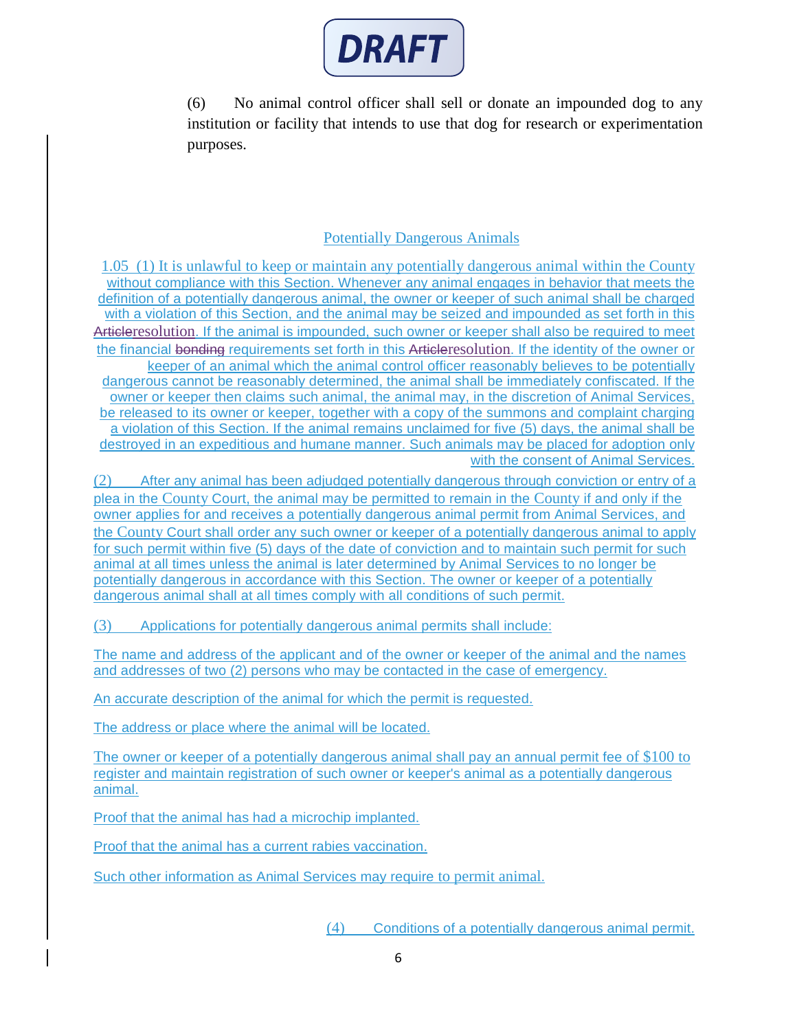DRAFT

(6) No animal control officer shall sell or donate an impounded dog to any institution or facility that intends to use that dog for research or experimentation purposes.

## Potentially Dangerous Animals

1.05 (1) It is unlawful to keep or maintain any potentially dangerous animal within the County without compliance with this Section. Whenever any animal engages in behavior that meets the definition of a potentially dangerous animal, the owner or keeper of such animal shall be charged with a violation of this Section, and the animal may be seized and impounded as set forth in this ~~Article~~resolution. If the animal is impounded, such owner or keeper shall also be required to meet the financial ~~bonding~~ requirements set forth in this ~~Article~~resolution. If the identity of the owner or keeper of an animal which the animal control officer reasonably believes to be potentially dangerous cannot be reasonably determined, the animal shall be immediately confiscated. If the owner or keeper then claims such animal, the animal may, in the discretion of Animal Services, be released to its owner or keeper, together with a copy of the summons and complaint charging a violation of this Section. If the animal remains unclaimed for five (5) days, the animal shall be destroyed in an expeditious and humane manner. Such animals may be placed for adoption only with the consent of Animal Services.

(2) After any animal has been adjudged potentially dangerous through conviction or entry of a plea in the County Court, the animal may be permitted to remain in the County if and only if the owner applies for and receives a potentially dangerous animal permit from Animal Services, and the County Court shall order any such owner or keeper of a potentially dangerous animal to apply for such permit within five (5) days of the date of conviction and to maintain such permit for such animal at all times unless the animal is later determined by Animal Services to no longer be potentially dangerous in accordance with this Section. The owner or keeper of a potentially dangerous animal shall at all times comply with all conditions of such permit.

(3) Applications for potentially dangerous animal permits shall include:

The name and address of the applicant and of the owner or keeper of the animal and the names and addresses of two (2) persons who may be contacted in the case of emergency.

An accurate description of the animal for which the permit is requested.

The address or place where the animal will be located.

The owner or keeper of a potentially dangerous animal shall pay an annual permit fee of $100 to register and maintain registration of such owner or keeper's animal as a potentially dangerous animal.

Proof that the animal has had a microchip implanted.

Proof that the animal has a current rabies vaccination.

Such other information as Animal Services may require to permit animal.

(4) Conditions of a potentially dangerous animal permit.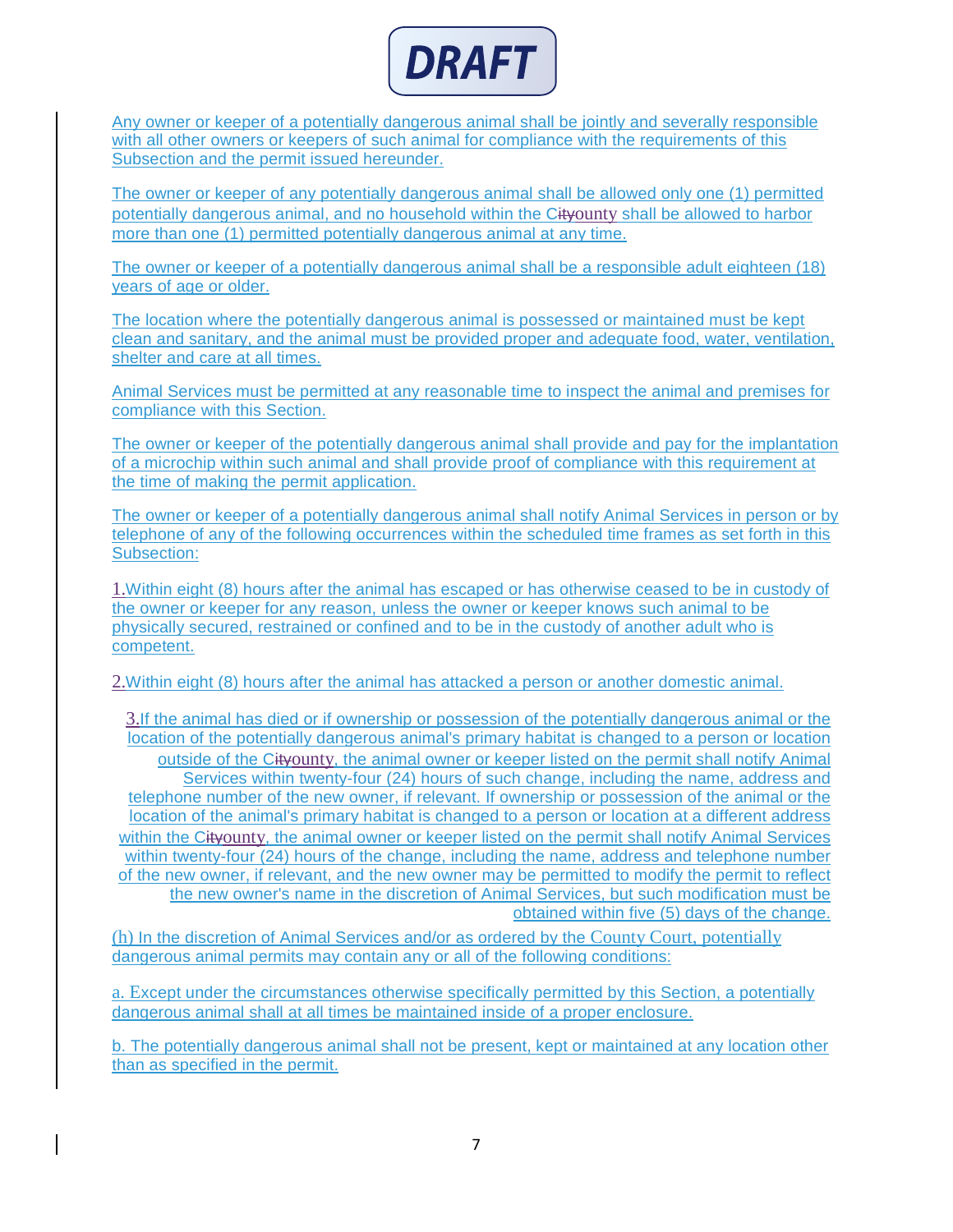Any owner or keeper of a potentially dangerous animal shall be jointly and severally responsible with all other owners or keepers of such animal for compliance with the requirements of this Subsection and the permit issued hereunder.

The owner or keeper of any potentially dangerous animal shall be allowed only one (1) permitted potentially dangerous animal, and no household within the Cityounty shall be allowed to harbor more than one (1) permitted potentially dangerous animal at any time.

The owner or keeper of a potentially dangerous animal shall be a responsible adult eighteen (18) years of age or older.

The location where the potentially dangerous animal is possessed or maintained must be kept clean and sanitary, and the animal must be provided proper and adequate food, water, ventilation, shelter and care at all times.

Animal Services must be permitted at any reasonable time to inspect the animal and premises for compliance with this Section.

The owner or keeper of the potentially dangerous animal shall provide and pay for the implantation of a microchip within such animal and shall provide proof of compliance with this requirement at the time of making the permit application.

The owner or keeper of a potentially dangerous animal shall notify Animal Services in person or by telephone of any of the following occurrences within the scheduled time frames as set forth in this Subsection:

1. Within eight (8) hours after the animal has escaped or has otherwise ceased to be in custody of the owner or keeper for any reason, unless the owner or keeper knows such animal to be physically secured, restrained or confined and to be in the custody of another adult who is competent.

2. Within eight (8) hours after the animal has attacked a person or another domestic animal.

3. If the animal has died or if ownership or possession of the potentially dangerous animal or the location of the potentially dangerous animal's primary habitat is changed to a person or location outside of the Cityounty, the animal owner or keeper listed on the permit shall notify Animal Services within twenty-four (24) hours of such change, including the name, address and telephone number of the new owner, if relevant. If ownership or possession of the animal or the location of the animal's primary habitat is changed to a person or location at a different address within the Cityounty, the animal owner or keeper listed on the permit shall notify Animal Services within twenty-four (24) hours of the change, including the name, address and telephone number of the new owner, if relevant, and the new owner may be permitted to modify the permit to reflect the new owner's name in the discretion of Animal Services, but such modification must be obtained within five (5) days of the change.

(h) In the discretion of Animal Services and/or as ordered by the County Court, potentially dangerous animal permits may contain any or all of the following conditions:

a. Except under the circumstances otherwise specifically permitted by this Section, a potentially dangerous animal shall at all times be maintained inside of a proper enclosure.

b. The potentially dangerous animal shall not be present, kept or maintained at any location other than as specified in the permit.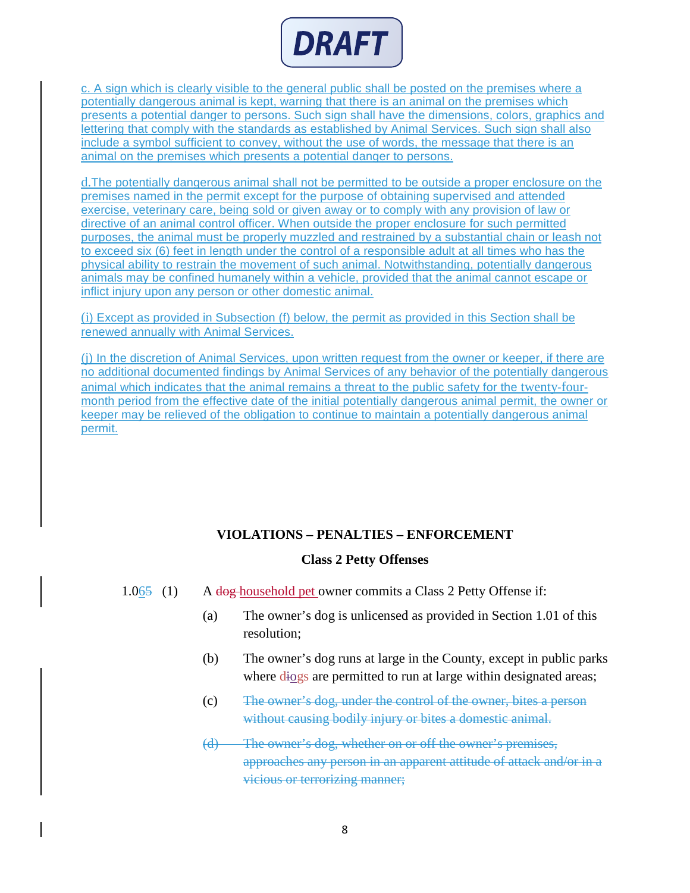DRAFT

c. A sign which is clearly visible to the general public shall be posted on the premises where a potentially dangerous animal is kept, warning that there is an animal on the premises which presents a potential danger to persons. Such sign shall have the dimensions, colors, graphics and lettering that comply with the standards as established by Animal Services. Such sign shall also include a symbol sufficient to convey, without the use of words, the message that there is an animal on the premises which presents a potential danger to persons.

d.The potentially dangerous animal shall not be permitted to be outside a proper enclosure on the premises named in the permit except for the purpose of obtaining supervised and attended exercise, veterinary care, being sold or given away or to comply with any provision of law or directive of an animal control officer. When outside the proper enclosure for such permitted purposes, the animal must be properly muzzled and restrained by a substantial chain or leash not to exceed six (6) feet in length under the control of a responsible adult at all times who has the physical ability to restrain the movement of such animal. Notwithstanding, potentially dangerous animals may be confined humanely within a vehicle, provided that the animal cannot escape or inflict injury upon any person or other domestic animal.

(i) Except as provided in Subsection (f) below, the permit as provided in this Section shall be renewed annually with Animal Services.

(j) In the discretion of Animal Services, upon written request from the owner or keeper, if there are no additional documented findings by Animal Services of any behavior of the potentially dangerous animal which indicates that the animal remains a threat to the public safety for the twenty-four-month period from the effective date of the initial potentially dangerous animal permit, the owner or keeper may be relieved of the obligation to continue to maintain a potentially dangerous animal permit.

**VIOLATIONS – PENALTIES – ENFORCEMENT**

**Class 2 Petty Offenses**

1.0~~6~~5 (1) A ~~dog~~ household pet owner commits a Class 2 Petty Offense if:

(a) The owner's dog is unlicensed as provided in Section 1.01 of this resolution;

(b) The owner's dog runs at large in the County, except in public parks where d~~i~~ogs are permitted to run at large within designated areas;

(c) ~~The owner's dog, under the control of the owner, bites a person without causing bodily injury or bites a domestic animal.~~

~~(d) The owner's dog, whether on or off the owner's premises, approaches any person in an apparent attitude of attack and/or in a vicious or terrorizing manner;~~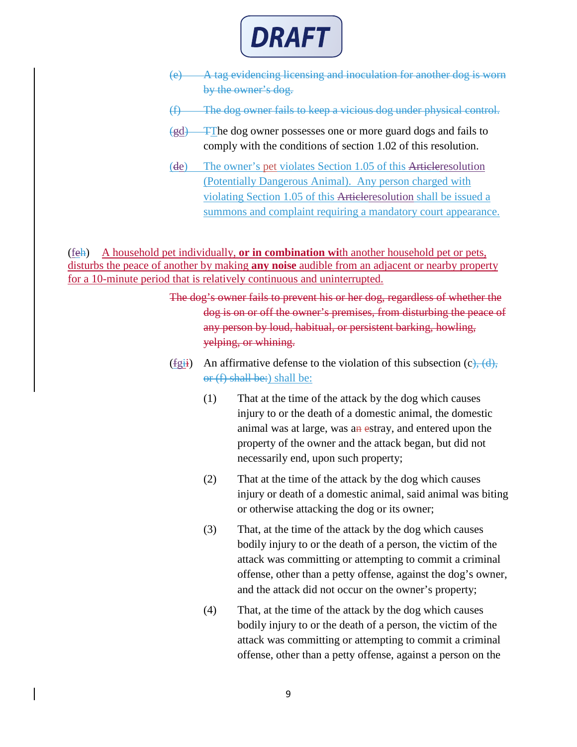DRAFT

(e) A tag evidencing licensing and inoculation for another dog is worn by the owner's dog.

(f) The dog owner fails to keep a vicious dog under physical control.

(gd) TThe dog owner possesses one or more guard dogs and fails to comply with the conditions of section 1.02 of this resolution.

(de) The owner's pet violates Section 1.05 of this Articleresolution (Potentially Dangerous Animal). Any person charged with violating Section 1.05 of this Articleresolution shall be issued a summons and complaint requiring a mandatory court appearance.

(feh) A household pet individually, **or in combination wi**th another household pet or pets, disturbs the peace of another by making **any noise** audible from an adjacent or nearby property for a 10-minute period that is relatively continuous and uninterrupted.

The dog's owner fails to prevent his or her dog, regardless of whether the dog is on or off the owner's premises, from disturbing the peace of any person by loud, habitual, or persistent barking, howling, yelping, or whining.

(fgii) An affirmative defense to the violation of this subsection (c), (d), or (f) shall be:) shall be:

(1) That at the time of the attack by the dog which causes injury to or the death of a domestic animal, the domestic animal was at large, was an estray, and entered upon the property of the owner and the attack began, but did not necessarily end, upon such property;

(2) That at the time of the attack by the dog which causes injury or death of a domestic animal, said animal was biting or otherwise attacking the dog or its owner;

(3) That, at the time of the attack by the dog which causes bodily injury to or the death of a person, the victim of the attack was committing or attempting to commit a criminal offense, other than a petty offense, against the dog's owner, and the attack did not occur on the owner's property;

(4) That, at the time of the attack by the dog which causes bodily injury to or the death of a person, the victim of the attack was committing or attempting to commit a criminal offense, other than a petty offense, against a person on the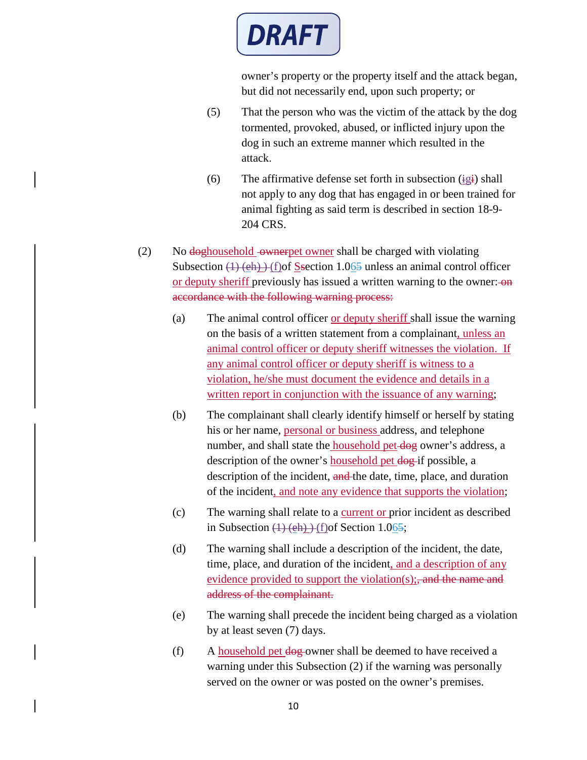owner's property or the property itself and the attack began, but did not necessarily end, upon such property; or

(5) That the person who was the victim of the attack by the dog tormented, provoked, abused, or inflicted injury upon the dog in such an extreme manner which resulted in the attack.

(6) The affirmative defense set forth in subsection (~~i~~g~~i~~) shall not apply to any dog that has engaged in or been trained for animal fighting as said term is described in section 18-9-204 CRS.

(2) No ~~dog~~household ~~owner~~pet owner shall be charged with violating Subsection ~~(1) (eh) )~~ (f)of ~~S~~section 1.0~~6~~5 unless an animal control officer or deputy sheriff previously has issued a written warning to the owner: ~~on accordance with the following warning process:~~

(a) The animal control officer or deputy sheriff shall issue the warning on the basis of a written statement from a complainant, unless an animal control officer or deputy sheriff witnesses the violation. If any animal control officer or deputy sheriff is witness to a violation, he/she must document the evidence and details in a written report in conjunction with the issuance of any warning;

(b) The complainant shall clearly identify himself or herself by stating his or her name, personal or business address, and telephone number, and shall state the household pet ~~dog~~ owner's address, a description of the owner's household pet ~~dog~~ if possible, a description of the incident, ~~and~~ the date, time, place, and duration of the incident, and note any evidence that supports the violation;

(c) The warning shall relate to a current or prior incident as described in Subsection ~~(1) (eh) )~~ (f)of Section 1.0~~6~~5;

(d) The warning shall include a description of the incident, the date, time, place, and duration of the incident, and a description of any evidence provided to support the violation(s);~~, and the name and address of the complainant.~~

(e) The warning shall precede the incident being charged as a violation by at least seven (7) days.

(f) A household pet ~~dog~~ owner shall be deemed to have received a warning under this Subsection (2) if the warning was personally served on the owner or was posted on the owner's premises.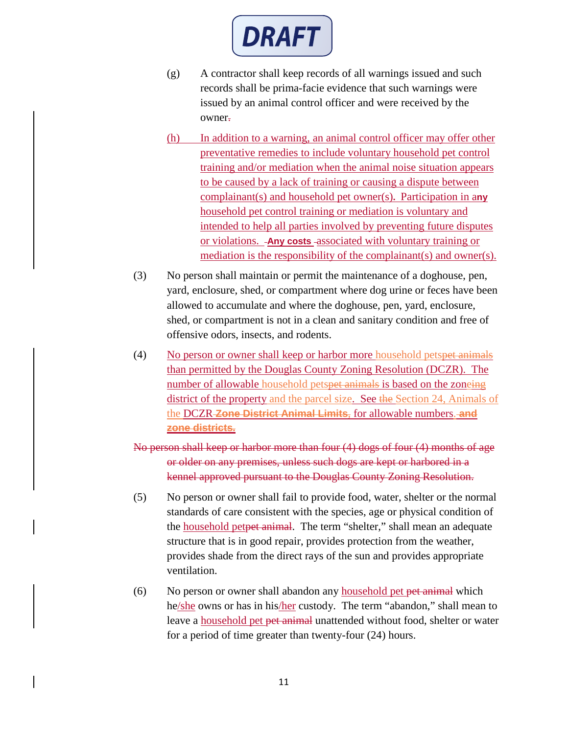(g) A contractor shall keep records of all warnings issued and such records shall be prima-facie evidence that such warnings were issued by an animal control officer and were received by the owner~~.~~

(h) In addition to a warning, an animal control officer may offer other preventative remedies to include voluntary household pet control training and/or mediation when the animal noise situation appears to be caused by a lack of training or causing a dispute between complainant(s) and household pet owner(s). Participation in a**ny** household pet control training or mediation is voluntary and intended to help all parties involved by preventing future disputes or violations. **Any costs** associated with voluntary training or mediation is the responsibility of the complainant(s) and owner(s).

(3) No person shall maintain or permit the maintenance of a doghouse, pen, yard, enclosure, shed, or compartment where dog urine or feces have been allowed to accumulate and where the doghouse, pen, yard, enclosure, shed, or compartment is not in a clean and sanitary condition and free of offensive odors, insects, and rodents.

(4) No person or owner shall keep or harbor more household pets~~pet animals~~ than permitted by the Douglas County Zoning Resolution (DCZR). The number of allowable household pets~~pet animals~~ is based on the zone~~ing~~ district of the property and the parcel size. See ~~the~~ Section 24, Animals of the DCZR ~~**Zone District Animal Limits**~~, for allowable numbers. ~~**and zone districts.**~~

~~No person shall keep or harbor more than four (4) dogs of four (4) months of age or older on any premises, unless such dogs are kept or harbored in a kennel approved pursuant to the Douglas County Zoning Resolution.~~

(5) No person or owner shall fail to provide food, water, shelter or the normal standards of care consistent with the species, age or physical condition of the household pet~~pet animal~~. The term "shelter," shall mean an adequate structure that is in good repair, provides protection from the weather, provides shade from the direct rays of the sun and provides appropriate ventilation.

(6) No person or owner shall abandon any household pet ~~pet animal~~ which he/she owns or has in his/her custody. The term "abandon," shall mean to leave a household pet ~~pet animal~~ unattended without food, shelter or water for a period of time greater than twenty-four (24) hours.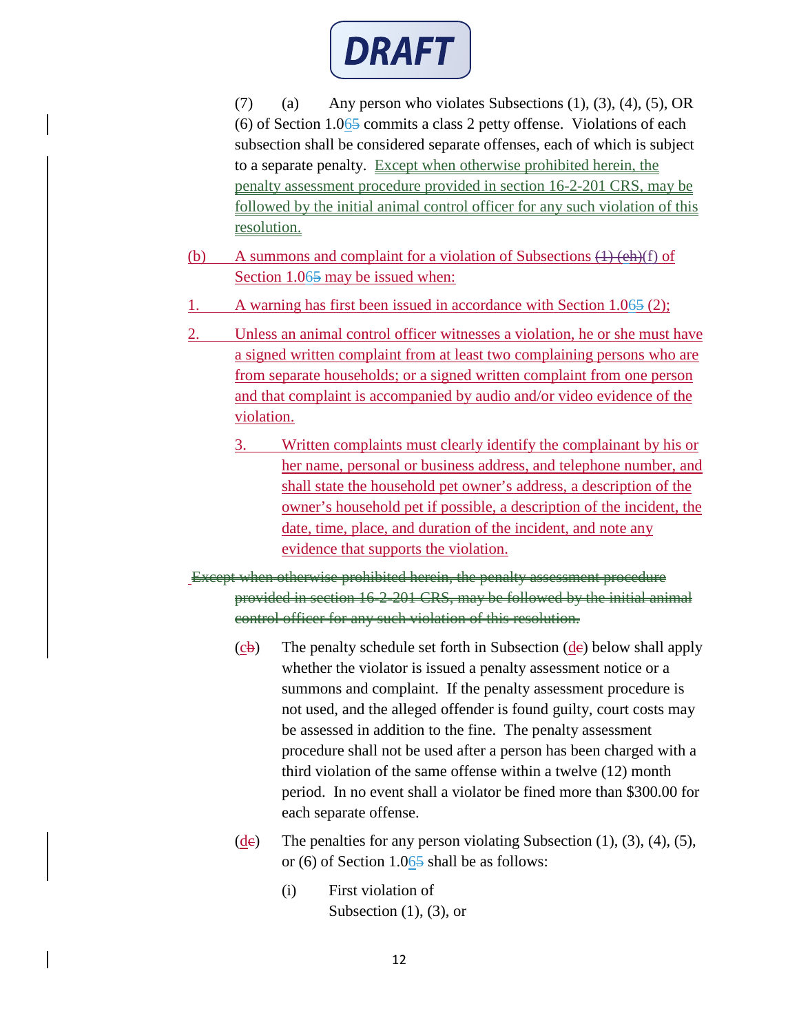DRAFT

(7) (a) Any person who violates Subsections (1), (3), (4), (5), OR (6) of Section 1.0~~6~~5 commits a class 2 petty offense. Violations of each subsection shall be considered separate offenses, each of which is subject to a separate penalty. Except when otherwise prohibited herein, the penalty assessment procedure provided in section 16-2-201 CRS, may be followed by the initial animal control officer for any such violation of this resolution.

(b) A summons and complaint for a violation of Subsections ~~(1) (eh)~~(f) of Section 1.0~~6~~5 may be issued when:

1. A warning has first been issued in accordance with Section 1.0~~6~~5 (2);

2. Unless an animal control officer witnesses a violation, he or she must have a signed written complaint from at least two complaining persons who are from separate households; or a signed written complaint from one person and that complaint is accompanied by audio and/or video evidence of the violation.

   3. Written complaints must clearly identify the complainant by his or her name, personal or business address, and telephone number, and shall state the household pet owner's address, a description of the owner's household pet if possible, a description of the incident, the date, time, place, and duration of the incident, and note any evidence that supports the violation.

~~Except when otherwise prohibited herein, the penalty assessment procedure provided in section 16-2-201 CRS, may be followed by the initial animal control officer for any such violation of this resolution.~~

(c~~b~~) The penalty schedule set forth in Subsection (d~~c~~) below shall apply whether the violator is issued a penalty assessment notice or a summons and complaint. If the penalty assessment procedure is not used, and the alleged offender is found guilty, court costs may be assessed in addition to the fine. The penalty assessment procedure shall not be used after a person has been charged with a third violation of the same offense within a twelve (12) month period. In no event shall a violator be fined more than $300.00 for each separate offense.

(d~~c~~) The penalties for any person violating Subsection (1), (3), (4), (5), or (6) of Section 1.0~~6~~5 shall be as follows:

(i) First violation of Subsection (1), (3), or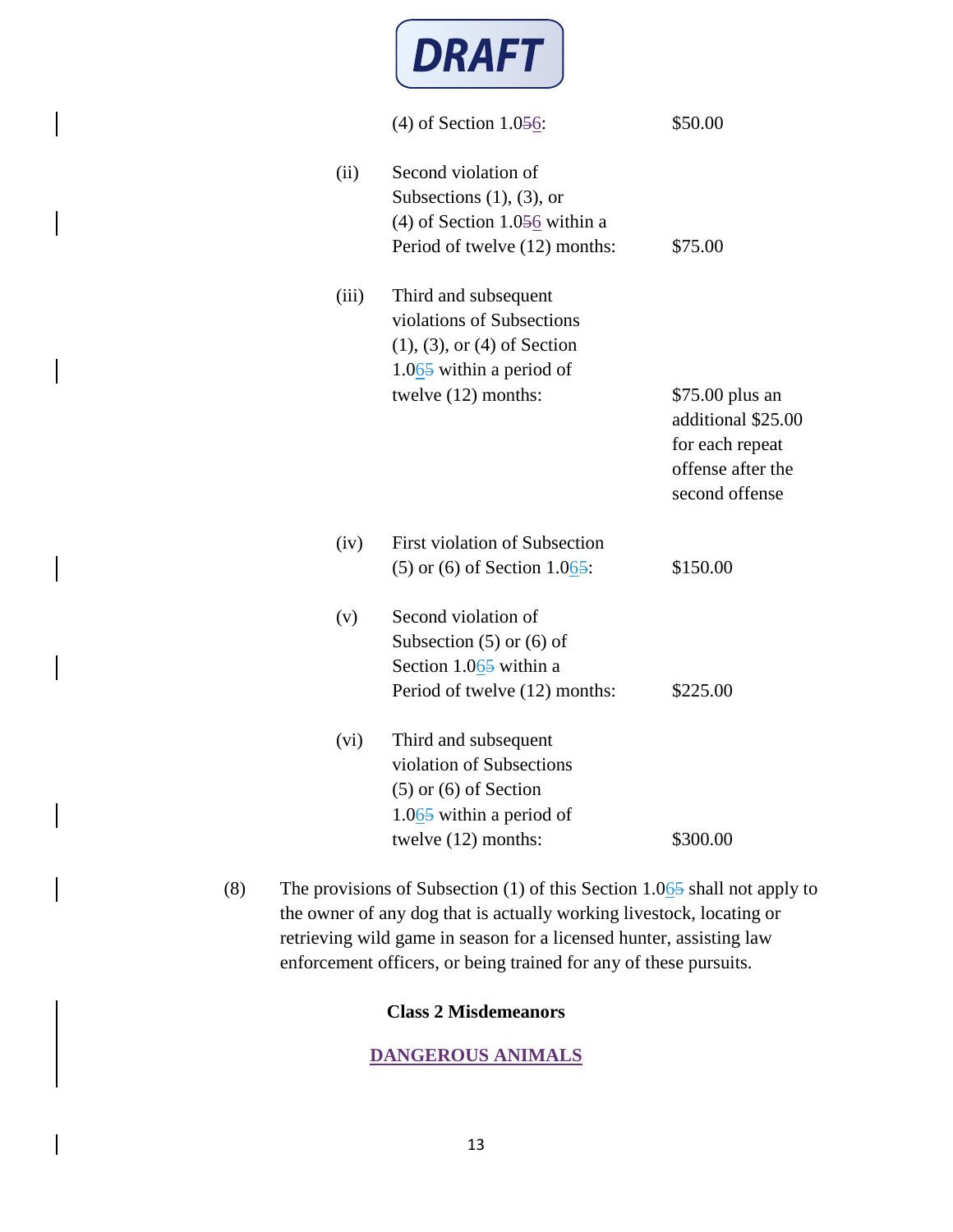(4) of Section 1.0~~5~~6: $50.00

(ii) Second violation of Subsections (1), (3), or (4) of Section 1.0~~5~~6 within a Period of twelve (12) months: $75.00

(iii) Third and subsequent violations of Subsections (1), (3), or (4) of Section 1.06~~5~~ within a period of twelve (12) months: $75.00 plus an additional $25.00 for each repeat offense after the second offense

(iv) First violation of Subsection (5) or (6) of Section 1.06~~5~~: $150.00

(v) Second violation of Subsection (5) or (6) of Section 1.06~~5~~ within a Period of twelve (12) months: $225.00

(vi) Third and subsequent violation of Subsections (5) or (6) of Section 1.06~~5~~ within a period of twelve (12) months: $300.00

(8) The provisions of Subsection (1) of this Section 1.06~~5~~ shall not apply to the owner of any dog that is actually working livestock, locating or retrieving wild game in season for a licensed hunter, assisting law enforcement officers, or being trained for any of these pursuits.

**Class 2 Misdemeanors**

**DANGEROUS ANIMALS**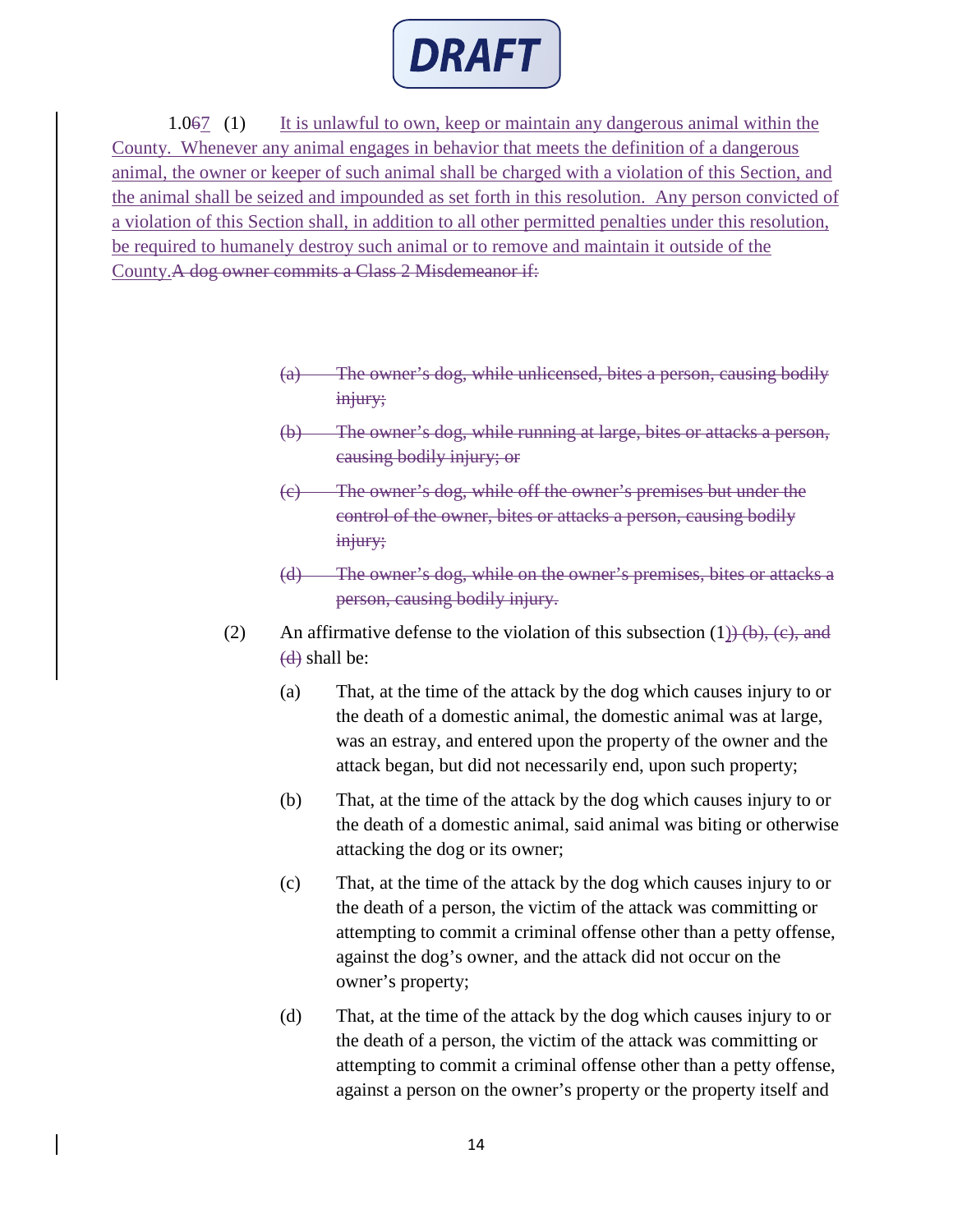**DRAFT**

1.0~~6~~7 (1) It is unlawful to own, keep or maintain any dangerous animal within the County. Whenever any animal engages in behavior that meets the definition of a dangerous animal, the owner or keeper of such animal shall be charged with a violation of this Section, and the animal shall be seized and impounded as set forth in this resolution. Any person convicted of a violation of this Section shall, in addition to all other permitted penalties under this resolution, be required to humanely destroy such animal or to remove and maintain it outside of the County.~~A dog owner commits a Class 2 Misdemeanor if:~~

~~(a) The owner's dog, while unlicensed, bites a person, causing bodily injury;~~

~~(b) The owner's dog, while running at large, bites or attacks a person, causing bodily injury; or~~

~~(c) The owner's dog, while off the owner's premises but under the control of the owner, bites or attacks a person, causing bodily injury;~~

~~(d) The owner's dog, while on the owner's premises, bites or attacks a person, causing bodily injury.~~

(2) An affirmative defense to the violation of this subsection (1)~~) (b), (c), and (d)~~ shall be:

(a) That, at the time of the attack by the dog which causes injury to or the death of a domestic animal, the domestic animal was at large, was an estray, and entered upon the property of the owner and the attack began, but did not necessarily end, upon such property;

(b) That, at the time of the attack by the dog which causes injury to or the death of a domestic animal, said animal was biting or otherwise attacking the dog or its owner;

(c) That, at the time of the attack by the dog which causes injury to or the death of a person, the victim of the attack was committing or attempting to commit a criminal offense other than a petty offense, against the dog's owner, and the attack did not occur on the owner's property;

(d) That, at the time of the attack by the dog which causes injury to or the death of a person, the victim of the attack was committing or attempting to commit a criminal offense other than a petty offense, against a person on the owner's property or the property itself and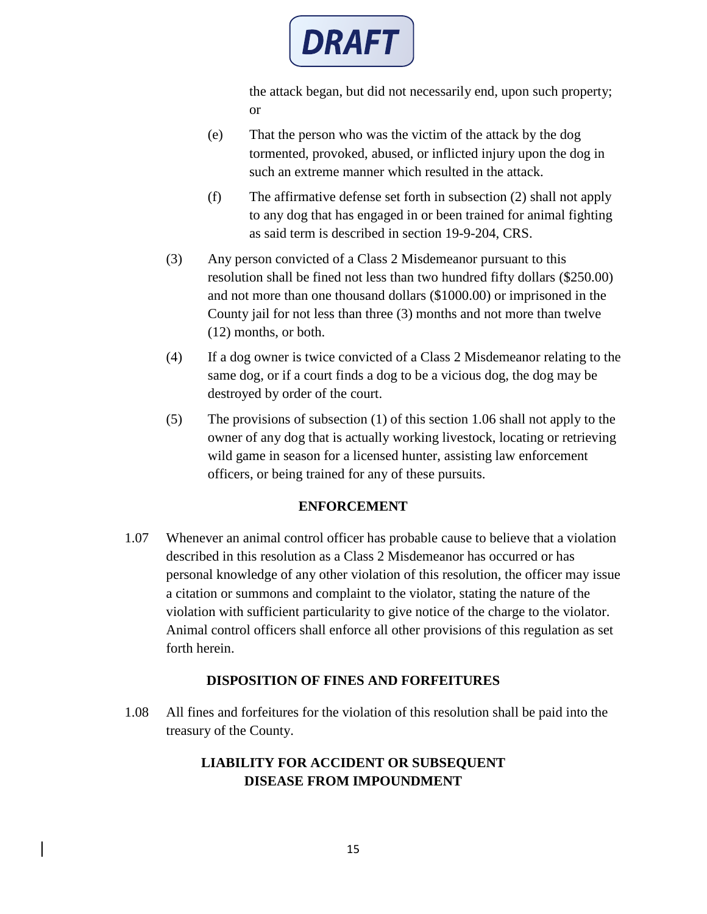DRAFT

the attack began, but did not necessarily end, upon such property; or

(e) That the person who was the victim of the attack by the dog tormented, provoked, abused, or inflicted injury upon the dog in such an extreme manner which resulted in the attack.

(f) The affirmative defense set forth in subsection (2) shall not apply to any dog that has engaged in or been trained for animal fighting as said term is described in section 19-9-204, CRS.

(3) Any person convicted of a Class 2 Misdemeanor pursuant to this resolution shall be fined not less than two hundred fifty dollars ($250.00) and not more than one thousand dollars ($1000.00) or imprisoned in the County jail for not less than three (3) months and not more than twelve (12) months, or both.

(4) If a dog owner is twice convicted of a Class 2 Misdemeanor relating to the same dog, or if a court finds a dog to be a vicious dog, the dog may be destroyed by order of the court.

(5) The provisions of subsection (1) of this section 1.06 shall not apply to the owner of any dog that is actually working livestock, locating or retrieving wild game in season for a licensed hunter, assisting law enforcement officers, or being trained for any of these pursuits.

**ENFORCEMENT**

1.07 Whenever an animal control officer has probable cause to believe that a violation described in this resolution as a Class 2 Misdemeanor has occurred or has personal knowledge of any other violation of this resolution, the officer may issue a citation or summons and complaint to the violator, stating the nature of the violation with sufficient particularity to give notice of the charge to the violator. Animal control officers shall enforce all other provisions of this regulation as set forth herein.

**DISPOSITION OF FINES AND FORFEITURES**

1.08 All fines and forfeitures for the violation of this resolution shall be paid into the treasury of the County.

**LIABILITY FOR ACCIDENT OR SUBSEQUENT DISEASE FROM IMPOUNDMENT**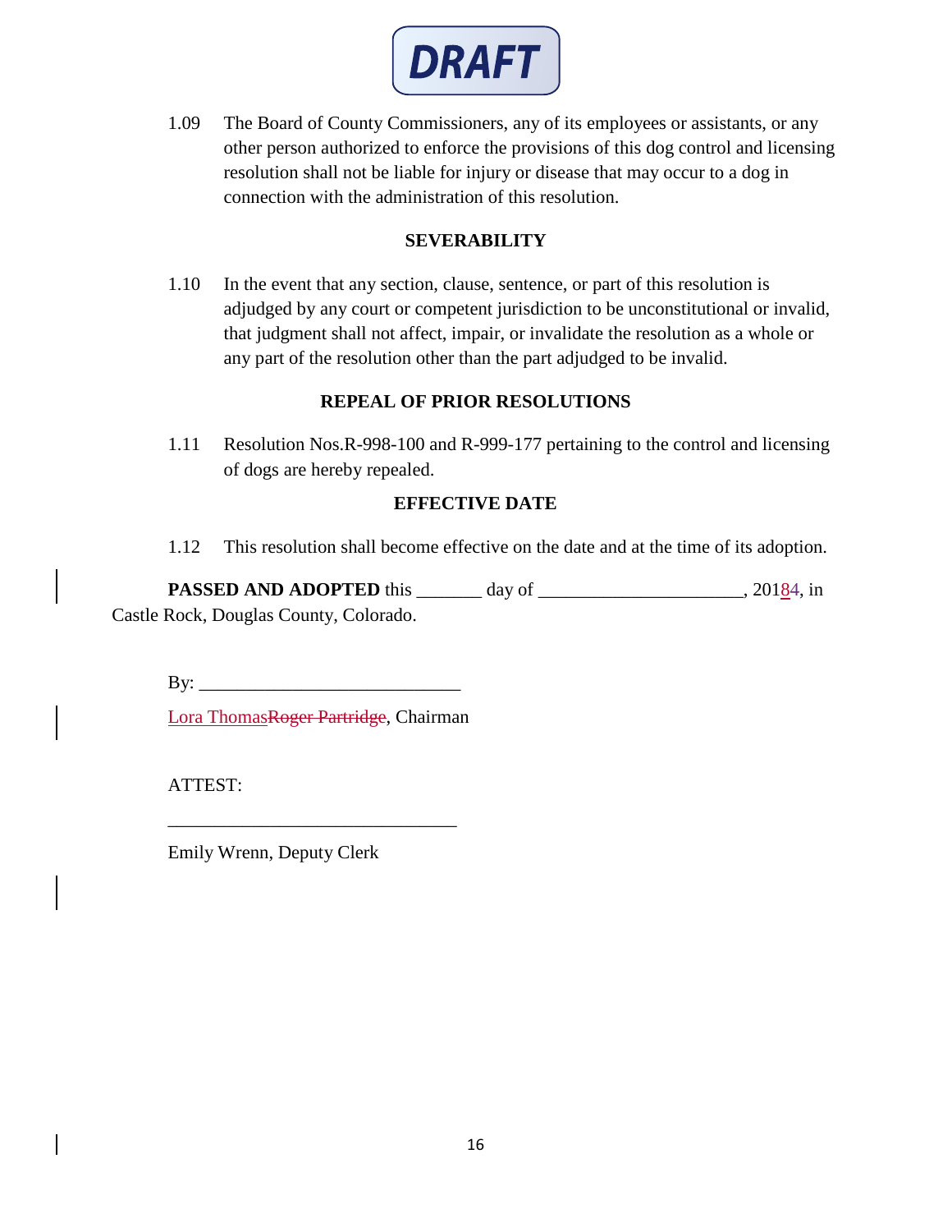**DRAFT**

1.09 The Board of County Commissioners, any of its employees or assistants, or any other person authorized to enforce the provisions of this dog control and licensing resolution shall not be liable for injury or disease that may occur to a dog in connection with the administration of this resolution.

**SEVERABILITY**

1.10 In the event that any section, clause, sentence, or part of this resolution is adjudged by any court or competent jurisdiction to be unconstitutional or invalid, that judgment shall not affect, impair, or invalidate the resolution as a whole or any part of the resolution other than the part adjudged to be invalid.

**REPEAL OF PRIOR RESOLUTIONS**

1.11 Resolution Nos.R-998-100 and R-999-177 pertaining to the control and licensing of dogs are hereby repealed.

**EFFECTIVE DATE**

1.12 This resolution shall become effective on the date and at the time of its adoption.

**PASSED AND ADOPTED** this _______ day of ______________________, 201~~4~~8, in Castle Rock, Douglas County, Colorado.

By: ____________________________

Lora Thomas~~Roger Partridge~~, Chairman

ATTEST:

______________________________

Emily Wrenn, Deputy Clerk